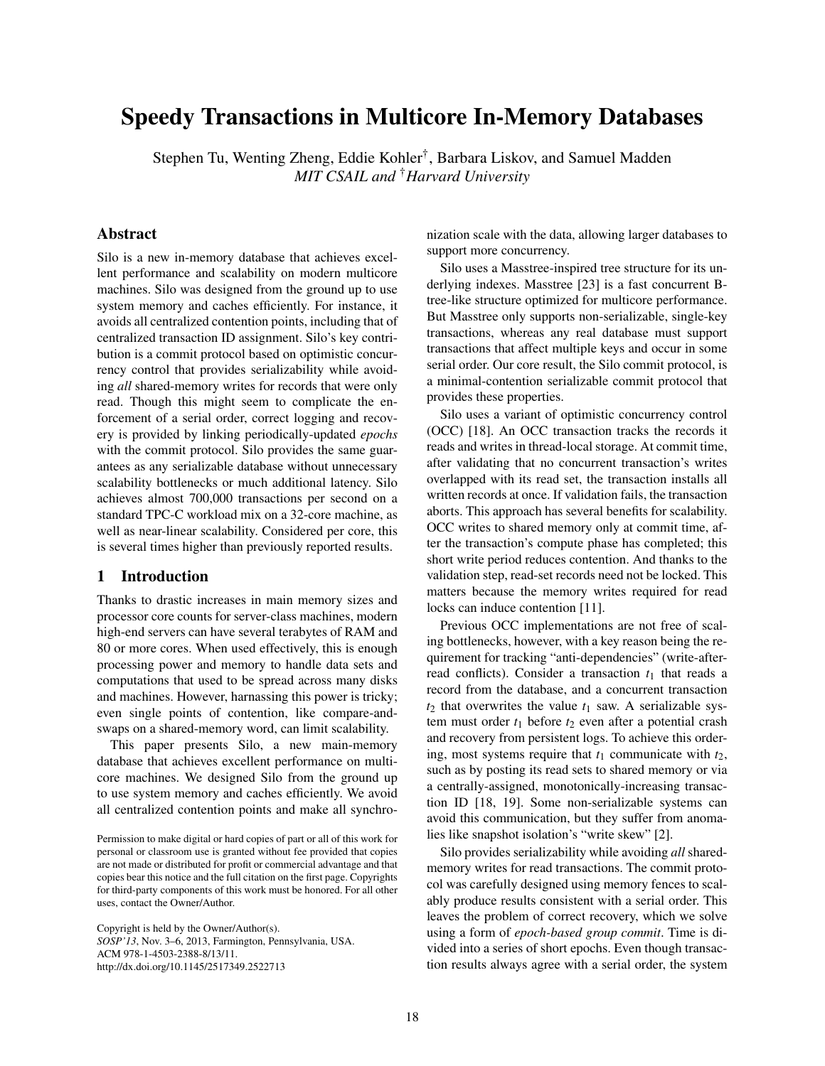# Speedy Transactions in Multicore In-Memory Databases

Stephen Tu, Wenting Zheng, Eddie Kohler[†], Barbara Liskov, and Samuel Madden
*MIT CSAIL and [†]Harvard University*

## Abstract

Silo is a new in-memory database that achieves excellent performance and scalability on modern multicore machines. Silo was designed from the ground up to use system memory and caches efficiently. For instance, it avoids all centralized contention points, including that of centralized transaction ID assignment. Silo's key contribution is a commit protocol based on optimistic concurrency control that provides serializability while avoiding *all* shared-memory writes for records that were only read. Though this might seem to complicate the enforcement of a serial order, correct logging and recovery is provided by linking periodically-updated *epochs* with the commit protocol. Silo provides the same guarantees as any serializable database without unnecessary scalability bottlenecks or much additional latency. Silo achieves almost 700,000 transactions per second on a standard TPC-C workload mix on a 32-core machine, as well as near-linear scalability. Considered per core, this is several times higher than previously reported results.

## 1 Introduction

Thanks to drastic increases in main memory sizes and processor core counts for server-class machines, modern high-end servers can have several terabytes of RAM and 80 or more cores. When used effectively, this is enough processing power and memory to handle data sets and computations that used to be spread across many disks and machines. However, harnassing this power is tricky; even single points of contention, like compare-and-swaps on a shared-memory word, can limit scalability.

This paper presents Silo, a new main-memory database that achieves excellent performance on multicore machines. We designed Silo from the ground up to use system memory and caches efficiently. We avoid all centralized contention points and make all synchronization scale with the data, allowing larger databases to support more concurrency.

Silo uses a Masstree-inspired tree structure for its underlying indexes. Masstree [23] is a fast concurrent B-tree-like structure optimized for multicore performance. But Masstree only supports non-serializable, single-key transactions, whereas any real database must support transactions that affect multiple keys and occur in some serial order. Our core result, the Silo commit protocol, is a minimal-contention serializable commit protocol that provides these properties.

Silo uses a variant of optimistic concurrency control (OCC) [18]. An OCC transaction tracks the records it reads and writes in thread-local storage. At commit time, after validating that no concurrent transaction's writes overlapped with its read set, the transaction installs all written records at once. If validation fails, the transaction aborts. This approach has several benefits for scalability. OCC writes to shared memory only at commit time, after the transaction's compute phase has completed; this short write period reduces contention. And thanks to the validation step, read-set records need not be locked. This matters because the memory writes required for read locks can induce contention [11].

Previous OCC implementations are not free of scaling bottlenecks, however, with a key reason being the requirement for tracking "anti-dependencies" (write-after-read conflicts). Consider a transaction $t_1$ that reads a record from the database, and a concurrent transaction $t_2$ that overwrites the value $t_1$ saw. A serializable system must order $t_1$ before $t_2$ even after a potential crash and recovery from persistent logs. To achieve this ordering, most systems require that $t_1$ communicate with $t_2$, such as by posting its read sets to shared memory or via a centrally-assigned, monotonically-increasing transaction ID [18, 19]. Some non-serializable systems can avoid this communication, but they suffer from anomalies like snapshot isolation's "write skew" [2].

Silo provides serializability while avoiding *all* shared-memory writes for read transactions. The commit protocol was carefully designed using memory fences to scalably produce results consistent with a serial order. This leaves the problem of correct recovery, which we solve using a form of *epoch-based group commit*. Time is divided into a series of short epochs. Even though transaction results always agree with a serial order, the system

Permission to make digital or hard copies of part or all of this work for personal or classroom use is granted without fee provided that copies are not made or distributed for profit or commercial advantage and that copies bear this notice and the full citation on the first page. Copyrights for third-party components of this work must be honored. For all other uses, contact the Owner/Author.

Copyright is held by the Owner/Author(s).
*SOSP'13*, Nov. 3–6, 2013, Farmington, Pennsylvania, USA.
ACM 978-1-4503-2388-8/13/11.
http://dx.doi.org/10.1145/2517349.2522713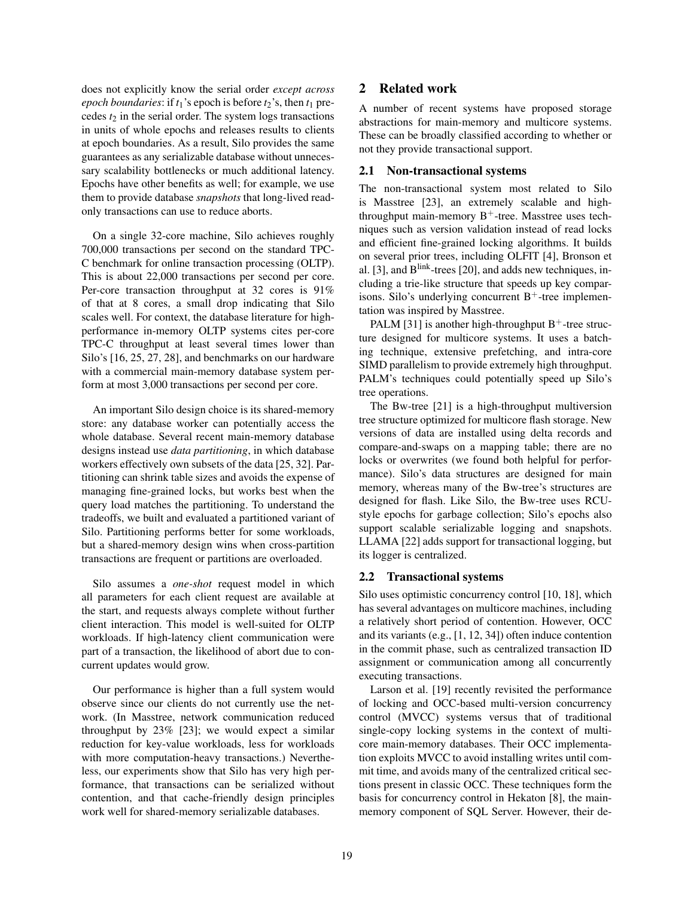does not explicitly know the serial order *except across epoch boundaries*: if $t_1$'s epoch is before $t_2$'s, then $t_1$ precedes $t_2$ in the serial order. The system logs transactions in units of whole epochs and releases results to clients at epoch boundaries. As a result, Silo provides the same guarantees as any serializable database without unnecessary scalability bottlenecks or much additional latency. Epochs have other benefits as well; for example, we use them to provide database *snapshots* that long-lived read-only transactions can use to reduce aborts.

On a single 32-core machine, Silo achieves roughly 700,000 transactions per second on the standard TPC-C benchmark for online transaction processing (OLTP). This is about 22,000 transactions per second per core. Per-core transaction throughput at 32 cores is 91% of that at 8 cores, a small drop indicating that Silo scales well. For context, the database literature for high-performance in-memory OLTP systems cites per-core TPC-C throughput at least several times lower than Silo's [16, 25, 27, 28], and benchmarks on our hardware with a commercial main-memory database system perform at most 3,000 transactions per second per core.

An important Silo design choice is its shared-memory store: any database worker can potentially access the whole database. Several recent main-memory database designs instead use *data partitioning*, in which database workers effectively own subsets of the data [25, 32]. Partitioning can shrink table sizes and avoids the expense of managing fine-grained locks, but works best when the query load matches the partitioning. To understand the tradeoffs, we built and evaluated a partitioned variant of Silo. Partitioning performs better for some workloads, but a shared-memory design wins when cross-partition transactions are frequent or partitions are overloaded.

Silo assumes a *one-shot* request model in which all parameters for each client request are available at the start, and requests always complete without further client interaction. This model is well-suited for OLTP workloads. If high-latency client communication were part of a transaction, the likelihood of abort due to concurrent updates would grow.

Our performance is higher than a full system would observe since our clients do not currently use the network. (In Masstree, network communication reduced throughput by 23% [23]; we would expect a similar reduction for key-value workloads, less for workloads with more computation-heavy transactions.) Nevertheless, our experiments show that Silo has very high performance, that transactions can be serialized without contention, and that cache-friendly design principles work well for shared-memory serializable databases.

## 2 Related work

A number of recent systems have proposed storage abstractions for main-memory and multicore systems. These can be broadly classified according to whether or not they provide transactional support.

### 2.1 Non-transactional systems

The non-transactional system most related to Silo is Masstree [23], an extremely scalable and high-throughput main-memory $B^+$-tree. Masstree uses techniques such as version validation instead of read locks and efficient fine-grained locking algorithms. It builds on several prior trees, including OLFIT [4], Bronson et al. [3], and $B^{link}$-trees [20], and adds new techniques, including a trie-like structure that speeds up key comparisons. Silo's underlying concurrent $B^+$-tree implementation was inspired by Masstree.

PALM [31] is another high-throughput $B^+$-tree structure designed for multicore systems. It uses a batching technique, extensive prefetching, and intra-core SIMD parallelism to provide extremely high throughput. PALM's techniques could potentially speed up Silo's tree operations.

The Bw-tree [21] is a high-throughput multiversion tree structure optimized for multicore flash storage. New versions of data are installed using delta records and compare-and-swaps on a mapping table; there are no locks or overwrites (we found both helpful for performance). Silo's data structures are designed for main memory, whereas many of the Bw-tree's structures are designed for flash. Like Silo, the Bw-tree uses RCU-style epochs for garbage collection; Silo's epochs also support scalable serializable logging and snapshots. LLAMA [22] adds support for transactional logging, but its logger is centralized.

### 2.2 Transactional systems

Silo uses optimistic concurrency control [10, 18], which has several advantages on multicore machines, including a relatively short period of contention. However, OCC and its variants (e.g., [1, 12, 34]) often induce contention in the commit phase, such as centralized transaction ID assignment or communication among all concurrently executing transactions.

Larson et al. [19] recently revisited the performance of locking and OCC-based multi-version concurrency control (MVCC) systems versus that of traditional single-copy locking systems in the context of multicore main-memory databases. Their OCC implementation exploits MVCC to avoid installing writes until commit time, and avoids many of the centralized critical sections present in classic OCC. These techniques form the basis for concurrency control in Hekaton [8], the main-memory component of SQL Server. However, their de-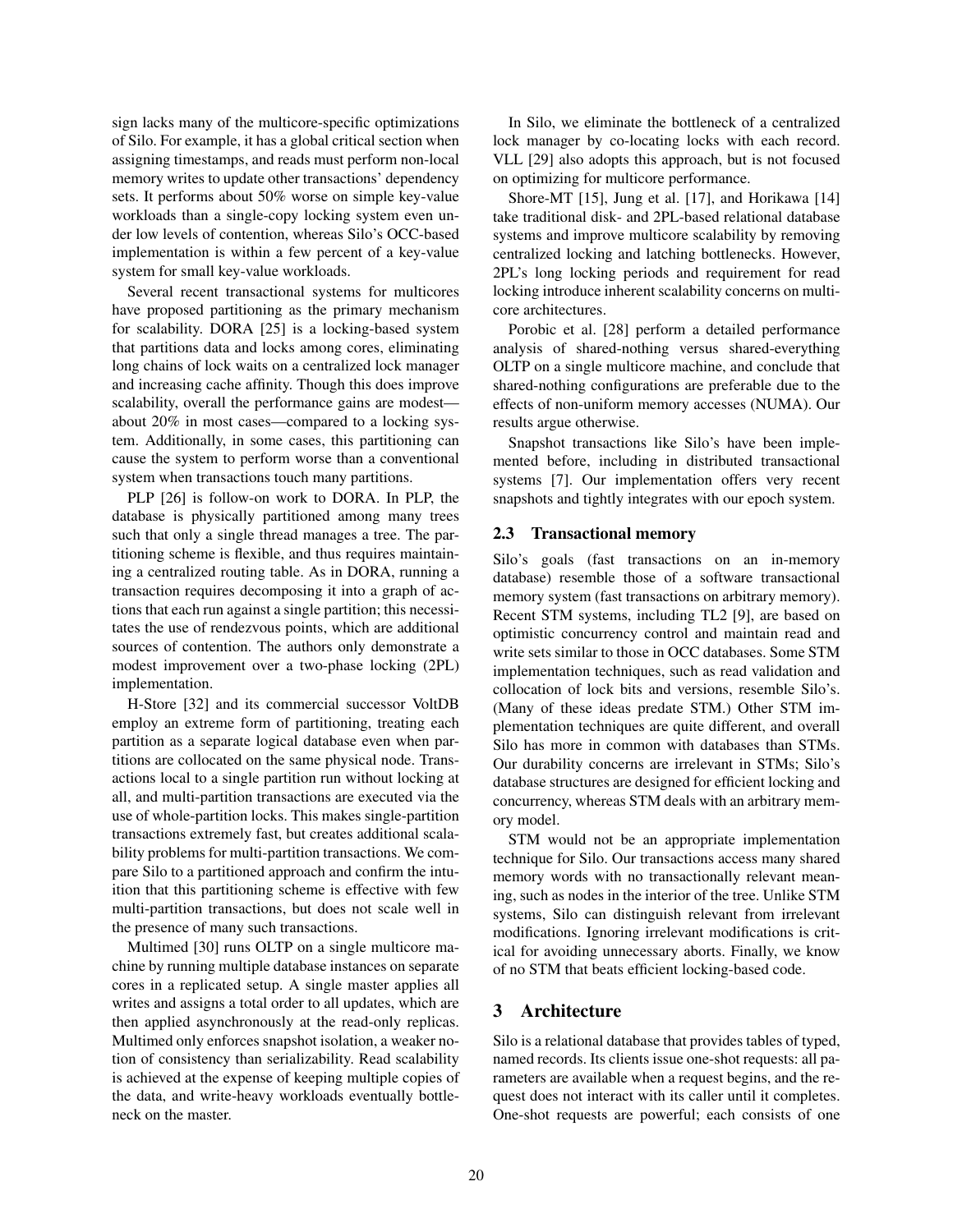sign lacks many of the multicore-specific optimizations of Silo. For example, it has a global critical section when assigning timestamps, and reads must perform non-local memory writes to update other transactions' dependency sets. It performs about 50% worse on simple key-value workloads than a single-copy locking system even under low levels of contention, whereas Silo's OCC-based implementation is within a few percent of a key-value system for small key-value workloads.

Several recent transactional systems for multicores have proposed partitioning as the primary mechanism for scalability. DORA [25] is a locking-based system that partitions data and locks among cores, eliminating long chains of lock waits on a centralized lock manager and increasing cache affinity. Though this does improve scalability, overall the performance gains are modest—about 20% in most cases—compared to a locking system. Additionally, in some cases, this partitioning can cause the system to perform worse than a conventional system when transactions touch many partitions.

PLP [26] is follow-on work to DORA. In PLP, the database is physically partitioned among many trees such that only a single thread manages a tree. The partitioning scheme is flexible, and thus requires maintaining a centralized routing table. As in DORA, running a transaction requires decomposing it into a graph of actions that each run against a single partition; this necessitates the use of rendezvous points, which are additional sources of contention. The authors only demonstrate a modest improvement over a two-phase locking (2PL) implementation.

H-Store [32] and its commercial successor VoltDB employ an extreme form of partitioning, treating each partition as a separate logical database even when partitions are collocated on the same physical node. Transactions local to a single partition run without locking at all, and multi-partition transactions are executed via the use of whole-partition locks. This makes single-partition transactions extremely fast, but creates additional scalability problems for multi-partition transactions. We compare Silo to a partitioned approach and confirm the intuition that this partitioning scheme is effective with few multi-partition transactions, but does not scale well in the presence of many such transactions.

Multimed [30] runs OLTP on a single multicore machine by running multiple database instances on separate cores in a replicated setup. A single master applies all writes and assigns a total order to all updates, which are then applied asynchronously at the read-only replicas. Multimed only enforces snapshot isolation, a weaker notion of consistency than serializability. Read scalability is achieved at the expense of keeping multiple copies of the data, and write-heavy workloads eventually bottleneck on the master.

In Silo, we eliminate the bottleneck of a centralized lock manager by co-locating locks with each record. VLL [29] also adopts this approach, but is not focused on optimizing for multicore performance.

Shore-MT [15], Jung et al. [17], and Horikawa [14] take traditional disk- and 2PL-based relational database systems and improve multicore scalability by removing centralized locking and latching bottlenecks. However, 2PL's long locking periods and requirement for read locking introduce inherent scalability concerns on multicore architectures.

Porobic et al. [28] perform a detailed performance analysis of shared-nothing versus shared-everything OLTP on a single multicore machine, and conclude that shared-nothing configurations are preferable due to the effects of non-uniform memory accesses (NUMA). Our results argue otherwise.

Snapshot transactions like Silo's have been implemented before, including in distributed transactional systems [7]. Our implementation offers very recent snapshots and tightly integrates with our epoch system.

### 2.3 Transactional memory

Silo's goals (fast transactions on an in-memory database) resemble those of a software transactional memory system (fast transactions on arbitrary memory). Recent STM systems, including TL2 [9], are based on optimistic concurrency control and maintain read and write sets similar to those in OCC databases. Some STM implementation techniques, such as read validation and collocation of lock bits and versions, resemble Silo's. (Many of these ideas predate STM.) Other STM implementation techniques are quite different, and overall Silo has more in common with databases than STMs. Our durability concerns are irrelevant in STMs; Silo's database structures are designed for efficient locking and concurrency, whereas STM deals with an arbitrary memory model.

STM would not be an appropriate implementation technique for Silo. Our transactions access many shared memory words with no transactionally relevant meaning, such as nodes in the interior of the tree. Unlike STM systems, Silo can distinguish relevant from irrelevant modifications. Ignoring irrelevant modifications is critical for avoiding unnecessary aborts. Finally, we know of no STM that beats efficient locking-based code.

## 3 Architecture

Silo is a relational database that provides tables of typed, named records. Its clients issue one-shot requests: all parameters are available when a request begins, and the request does not interact with its caller until it completes. One-shot requests are powerful; each consists of one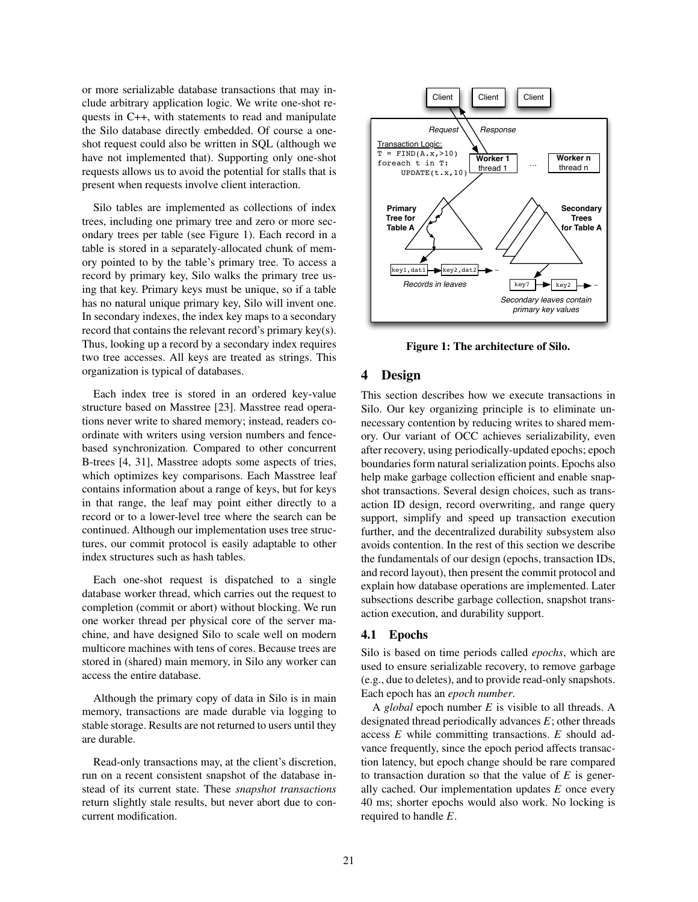or more serializable database transactions that may include arbitrary application logic. We write one-shot requests in C++, with statements to read and manipulate the Silo database directly embedded. Of course a one-shot request could also be written in SQL (although we have not implemented that). Supporting only one-shot requests allows us to avoid the potential for stalls that is present when requests involve client interaction.

Silo tables are implemented as collections of index trees, including one primary tree and zero or more secondary trees per table (see Figure 1). Each record in a table is stored in a separately-allocated chunk of memory pointed to by the table's primary tree. To access a record by primary key, Silo walks the primary tree using that key. Primary keys must be unique, so if a table has no natural unique primary key, Silo will invent one. In secondary indexes, the index key maps to a secondary record that contains the relevant record's primary key(s). Thus, looking up a record by a secondary index requires two tree accesses. All keys are treated as strings. This organization is typical of databases.

Each index tree is stored in an ordered key-value structure based on Masstree [23]. Masstree read operations never write to shared memory; instead, readers coordinate with writers using version numbers and fence-based synchronization. Compared to other concurrent B-trees [4, 31], Masstree adopts some aspects of tries, which optimizes key comparisons. Each Masstree leaf contains information about a range of keys, but for keys in that range, the leaf may point either directly to a record or to a lower-level tree where the search can be continued. Although our implementation uses tree structures, our commit protocol is easily adaptable to other index structures such as hash tables.

Each one-shot request is dispatched to a single database worker thread, which carries out the request to completion (commit or abort) without blocking. We run one worker thread per physical core of the server machine, and have designed Silo to scale well on modern multicore machines with tens of cores. Because trees are stored in (shared) main memory, in Silo any worker can access the entire database.

Although the primary copy of data in Silo is in main memory, transactions are made durable via logging to stable storage. Results are not returned to users until they are durable.

Read-only transactions may, at the client's discretion, run on a recent consistent snapshot of the database instead of its current state. These *snapshot transactions* return slightly stale results, but never abort due to concurrent modification.

Client  Client  Client

Request  Response

Transaction Logic:

```
T = FIND(A.x,>10)
foreach t in T:
    UPDATE(t.x,10)
```

Worker 1 thread 1 ... Worker n thread n

Primary Tree for Table A

Secondary Trees for Table A

key1,dat1 → key2,dat2 → ...

Records in leaves

key7 → key2 → ...

Secondary leaves contain primary key values

**Figure 1: The architecture of Silo.**

## 4 Design

This section describes how we execute transactions in Silo. Our key organizing principle is to eliminate unnecessary contention by reducing writes to shared memory. Our variant of OCC achieves serializability, even after recovery, using periodically-updated epochs; epoch boundaries form natural serialization points. Epochs also help make garbage collection efficient and enable snapshot transactions. Several design choices, such as transaction ID design, record overwriting, and range query support, simplify and speed up transaction execution further, and the decentralized durability subsystem also avoids contention. In the rest of this section we describe the fundamentals of our design (epochs, transaction IDs, and record layout), then present the commit protocol and explain how database operations are implemented. Later subsections describe garbage collection, snapshot transaction execution, and durability support.

### 4.1 Epochs

Silo is based on time periods called *epochs*, which are used to ensure serializable recovery, to remove garbage (e.g., due to deletes), and to provide read-only snapshots. Each epoch has an *epoch number*.

A *global* epoch number $E$ is visible to all threads. A designated thread periodically advances $E$; other threads access $E$ while committing transactions. $E$ should advance frequently, since the epoch period affects transaction latency, but epoch change should be rare compared to transaction duration so that the value of $E$ is generally cached. Our implementation updates $E$ once every 40 ms; shorter epochs would also work. No locking is required to handle $E$.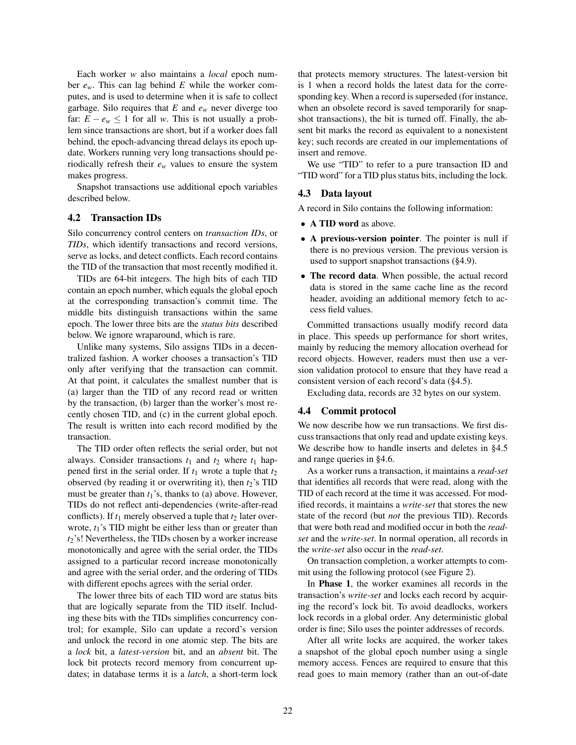Each worker $w$ also maintains a *local* epoch number $e_w$. This can lag behind $E$ while the worker computes, and is used to determine when it is safe to collect garbage. Silo requires that $E$ and $e_w$ never diverge too far: $E - e_w \leq 1$ for all $w$. This is not usually a problem since transactions are short, but if a worker does fall behind, the epoch-advancing thread delays its epoch update. Workers running very long transactions should periodically refresh their $e_w$ values to ensure the system makes progress.

Snapshot transactions use additional epoch variables described below.

### 4.2 Transaction IDs

Silo concurrency control centers on *transaction IDs*, or *TIDs*, which identify transactions and record versions, serve as locks, and detect conflicts. Each record contains the TID of the transaction that most recently modified it.

TIDs are 64-bit integers. The high bits of each TID contain an epoch number, which equals the global epoch at the corresponding transaction's commit time. The middle bits distinguish transactions within the same epoch. The lower three bits are the *status bits* described below. We ignore wraparound, which is rare.

Unlike many systems, Silo assigns TIDs in a decentralized fashion. A worker chooses a transaction's TID only after verifying that the transaction can commit. At that point, it calculates the smallest number that is (a) larger than the TID of any record read or written by the transaction, (b) larger than the worker's most recently chosen TID, and (c) in the current global epoch. The result is written into each record modified by the transaction.

The TID order often reflects the serial order, but not always. Consider transactions $t_1$ and $t_2$ where $t_1$ happened first in the serial order. If $t_1$ wrote a tuple that $t_2$ observed (by reading it or overwriting it), then $t_2$'s TID must be greater than $t_1$'s, thanks to (a) above. However, TIDs do not reflect anti-dependencies (write-after-read conflicts). If $t_1$ merely observed a tuple that $t_2$ later overwrote, $t_1$'s TID might be either less than or greater than $t_2$'s! Nevertheless, the TIDs chosen by a worker increase monotonically and agree with the serial order, the TIDs assigned to a particular record increase monotonically and agree with the serial order, and the ordering of TIDs with different epochs agrees with the serial order.

The lower three bits of each TID word are status bits that are logically separate from the TID itself. Including these bits with the TIDs simplifies concurrency control; for example, Silo can update a record's version and unlock the record in one atomic step. The bits are a *lock* bit, a *latest-version* bit, and an *absent* bit. The lock bit protects record memory from concurrent updates; in database terms it is a *latch*, a short-term lock that protects memory structures. The latest-version bit is 1 when a record holds the latest data for the corresponding key. When a record is superseded (for instance, when an obsolete record is saved temporarily for snapshot transactions), the bit is turned off. Finally, the absent bit marks the record as equivalent to a nonexistent key; such records are created in our implementations of insert and remove.

We use "TID" to refer to a pure transaction ID and "TID word" for a TID plus status bits, including the lock.

### 4.3 Data layout

A record in Silo contains the following information:

- **A TID word** as above.
- **A previous-version pointer**. The pointer is null if there is no previous version. The previous version is used to support snapshot transactions (§4.9).
- **The record data**. When possible, the actual record data is stored in the same cache line as the record header, avoiding an additional memory fetch to access field values.

Committed transactions usually modify record data in place. This speeds up performance for short writes, mainly by reducing the memory allocation overhead for record objects. However, readers must then use a version validation protocol to ensure that they have read a consistent version of each record's data (§4.5).

Excluding data, records are 32 bytes on our system.

### 4.4 Commit protocol

We now describe how we run transactions. We first discuss transactions that only read and update existing keys. We describe how to handle inserts and deletes in §4.5 and range queries in §4.6.

As a worker runs a transaction, it maintains a *read-set* that identifies all records that were read, along with the TID of each record at the time it was accessed. For modified records, it maintains a *write-set* that stores the new state of the record (but *not* the previous TID). Records that were both read and modified occur in both the *read-set* and the *write-set*. In normal operation, all records in the *write-set* also occur in the *read-set*.

On transaction completion, a worker attempts to commit using the following protocol (see Figure 2).

In **Phase 1**, the worker examines all records in the transaction's *write-set* and locks each record by acquiring the record's lock bit. To avoid deadlocks, workers lock records in a global order. Any deterministic global order is fine; Silo uses the pointer addresses of records.

After all write locks are acquired, the worker takes a snapshot of the global epoch number using a single memory access. Fences are required to ensure that this read goes to main memory (rather than an out-of-date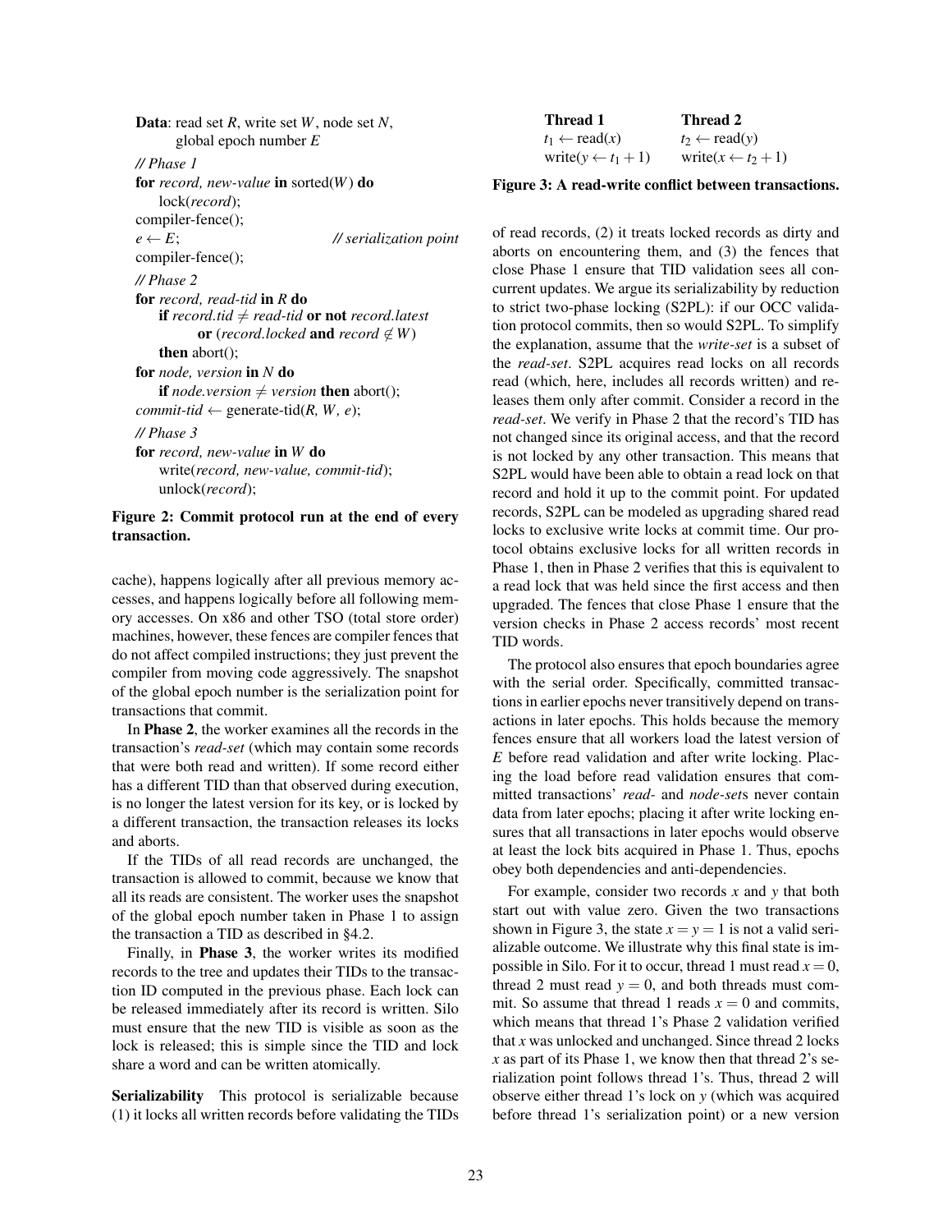**Data**: read set $R$, write set $W$, node set $N$,
global epoch number $E$

```
// Phase 1
for record, new-value in sorted(W) do
    lock(record);
compiler-fence();
e ← E;                                   // serialization point
compiler-fence();
// Phase 2
for record, read-tid in R do
    if record.tid ≠ read-tid or not record.latest
            or (record.locked and record ∉ W)
    then abort();
for node, version in N do
    if node.version ≠ version then abort();
commit-tid ← generate-tid(R, W, e);
// Phase 3
for record, new-value in W do
    write(record, new-value, commit-tid);
    unlock(record);
```

**Figure 2: Commit protocol run at the end of every transaction.**

cache), happens logically after all previous memory accesses, and happens logically before all following memory accesses. On x86 and other TSO (total store order) machines, however, these fences are compiler fences that do not affect compiled instructions; they just prevent the compiler from moving code aggressively. The snapshot of the global epoch number is the serialization point for transactions that commit.

In **Phase 2**, the worker examines all the records in the transaction's *read-set* (which may contain some records that were both read and written). If some record either has a different TID than that observed during execution, is no longer the latest version for its key, or is locked by a different transaction, the transaction releases its locks and aborts.

If the TIDs of all read records are unchanged, the transaction is allowed to commit, because we know that all its reads are consistent. The worker uses the snapshot of the global epoch number taken in Phase 1 to assign the transaction a TID as described in §4.2.

Finally, in **Phase 3**, the worker writes its modified records to the tree and updates their TIDs to the transaction ID computed in the previous phase. Each lock can be released immediately after its record is written. Silo must ensure that the new TID is visible as soon as the lock is released; this is simple since the TID and lock share a word and can be written atomically.

**Serializability** This protocol is serializable because (1) it locks all written records before validating the TIDs of read records, (2) it treats locked records as dirty and aborts on encountering them, and (3) the fences that close Phase 1 ensure that TID validation sees all concurrent updates. We argue its serializability by reduction to strict two-phase locking (S2PL): if our OCC validation protocol commits, then so would S2PL. To simplify the explanation, assume that the *write-set* is a subset of the *read-set*. S2PL acquires read locks on all records read (which, here, includes all records written) and releases them only after commit. Consider a record in the *read-set*. We verify in Phase 2 that the record's TID has not changed since its original access, and that the record is not locked by any other transaction. This means that S2PL would have been able to obtain a read lock on that record and hold it up to the commit point. For updated records, S2PL can be modeled as upgrading shared read locks to exclusive write locks at commit time. Our protocol obtains exclusive locks for all written records in Phase 1, then in Phase 2 verifies that this is equivalent to a read lock that was held since the first access and then upgraded. The fences that close Phase 1 ensure that the version checks in Phase 2 access records' most recent TID words.

| **Thread 1** | **Thread 2** |
|---|---|
| $t_1 \leftarrow \text{read}(x)$ | $t_2 \leftarrow \text{read}(y)$ |
| $\text{write}(y \leftarrow t_1 + 1)$ | $\text{write}(x \leftarrow t_2 + 1)$ |

**Figure 3: A read-write conflict between transactions.**

The protocol also ensures that epoch boundaries agree with the serial order. Specifically, committed transactions in earlier epochs never transitively depend on transactions in later epochs. This holds because the memory fences ensure that all workers load the latest version of $E$ before read validation and after write locking. Placing the load before read validation ensures that committed transactions' *read-* and *node-set*s never contain data from later epochs; placing it after write locking ensures that all transactions in later epochs would observe at least the lock bits acquired in Phase 1. Thus, epochs obey both dependencies and anti-dependencies.

For example, consider two records $x$ and $y$ that both start out with value zero. Given the two transactions shown in Figure 3, the state $x = y = 1$ is not a valid serializable outcome. We illustrate why this final state is impossible in Silo. For it to occur, thread 1 must read $x = 0$, thread 2 must read $y = 0$, and both threads must commit. So assume that thread 1 reads $x = 0$ and commits, which means that thread 1's Phase 2 validation verified that $x$ was unlocked and unchanged. Since thread 2 locks $x$ as part of its Phase 1, we know then that thread 2's serialization point follows thread 1's. Thus, thread 2 will observe either thread 1's lock on $y$ (which was acquired before thread 1's serialization point) or a new version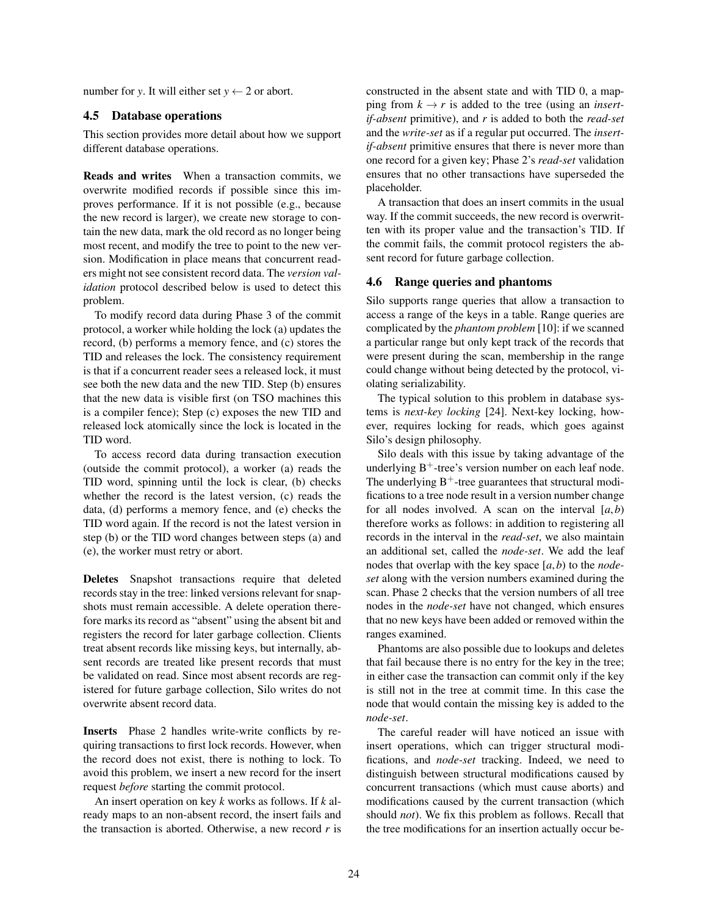number for $y$. It will either set $y \leftarrow 2$ or abort.

### 4.5 Database operations

This section provides more detail about how we support different database operations.

**Reads and writes** When a transaction commits, we overwrite modified records if possible since this improves performance. If it is not possible (e.g., because the new record is larger), we create new storage to contain the new data, mark the old record as no longer being most recent, and modify the tree to point to the new version. Modification in place means that concurrent readers might not see consistent record data. The *version validation* protocol described below is used to detect this problem.

To modify record data during Phase 3 of the commit protocol, a worker while holding the lock (a) updates the record, (b) performs a memory fence, and (c) stores the TID and releases the lock. The consistency requirement is that if a concurrent reader sees a released lock, it must see both the new data and the new TID. Step (b) ensures that the new data is visible first (on TSO machines this is a compiler fence); Step (c) exposes the new TID and released lock atomically since the lock is located in the TID word.

To access record data during transaction execution (outside the commit protocol), a worker (a) reads the TID word, spinning until the lock is clear, (b) checks whether the record is the latest version, (c) reads the data, (d) performs a memory fence, and (e) checks the TID word again. If the record is not the latest version in step (b) or the TID word changes between steps (a) and (e), the worker must retry or abort.

**Deletes** Snapshot transactions require that deleted records stay in the tree: linked versions relevant for snapshots must remain accessible. A delete operation therefore marks its record as "absent" using the absent bit and registers the record for later garbage collection. Clients treat absent records like missing keys, but internally, absent records are treated like present records that must be validated on read. Since most absent records are registered for future garbage collection, Silo writes do not overwrite absent record data.

**Inserts** Phase 2 handles write-write conflicts by requiring transactions to first lock records. However, when the record does not exist, there is nothing to lock. To avoid this problem, we insert a new record for the insert request *before* starting the commit protocol.

An insert operation on key $k$ works as follows. If $k$ already maps to an non-absent record, the insert fails and the transaction is aborted. Otherwise, a new record $r$ is constructed in the absent state and with TID 0, a mapping from $k \to r$ is added to the tree (using an *insert-if-absent* primitive), and $r$ is added to both the *read-set* and the *write-set* as if a regular put occurred. The *insert-if-absent* primitive ensures that there is never more than one record for a given key; Phase 2's *read-set* validation ensures that no other transactions have superseded the placeholder.

A transaction that does an insert commits in the usual way. If the commit succeeds, the new record is overwritten with its proper value and the transaction's TID. If the commit fails, the commit protocol registers the absent record for future garbage collection.

### 4.6 Range queries and phantoms

Silo supports range queries that allow a transaction to access a range of the keys in a table. Range queries are complicated by the *phantom problem* [10]: if we scanned a particular range but only kept track of the records that were present during the scan, membership in the range could change without being detected by the protocol, violating serializability.

The typical solution to this problem in database systems is *next-key locking* [24]. Next-key locking, however, requires locking for reads, which goes against Silo's design philosophy.

Silo deals with this issue by taking advantage of the underlying $B^+$-tree's version number on each leaf node. The underlying $B^+$-tree guarantees that structural modifications to a tree node result in a version number change for all nodes involved. A scan on the interval $[a,b)$ therefore works as follows: in addition to registering all records in the interval in the *read-set*, we also maintain an additional set, called the *node-set*. We add the leaf nodes that overlap with the key space $[a,b)$ to the *node-set* along with the version numbers examined during the scan. Phase 2 checks that the version numbers of all tree nodes in the *node-set* have not changed, which ensures that no new keys have been added or removed within the ranges examined.

Phantoms are also possible due to lookups and deletes that fail because there is no entry for the key in the tree; in either case the transaction can commit only if the key is still not in the tree at commit time. In this case the node that would contain the missing key is added to the *node-set*.

The careful reader will have noticed an issue with insert operations, which can trigger structural modifications, and *node-set* tracking. Indeed, we need to distinguish between structural modifications caused by concurrent transactions (which must cause aborts) and modifications caused by the current transaction (which should *not*). We fix this problem as follows. Recall that the tree modifications for an insertion actually occur be-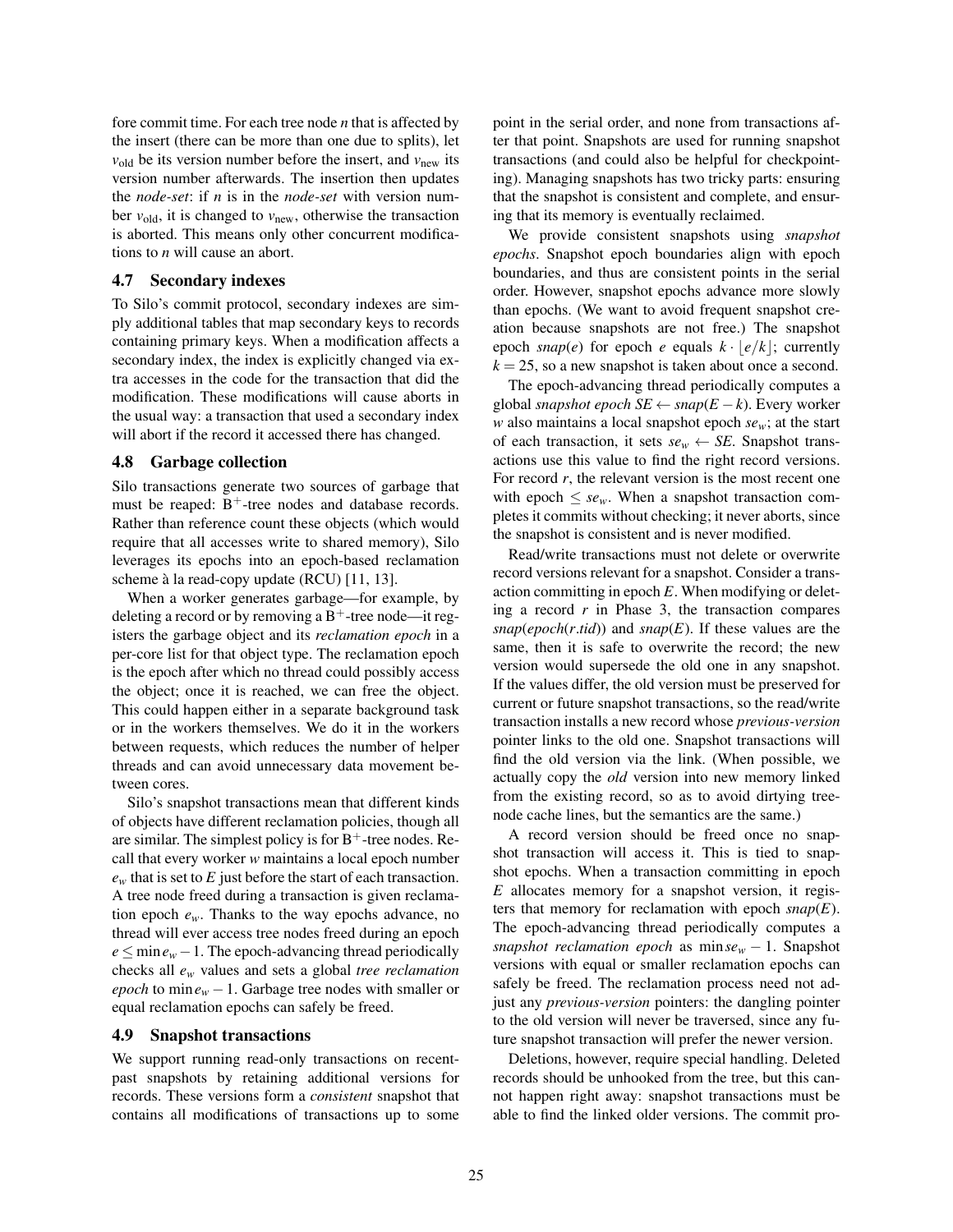fore commit time. For each tree node $n$ that is affected by the insert (there can be more than one due to splits), let $v_{\text{old}}$ be its version number before the insert, and $v_{\text{new}}$ its version number afterwards. The insertion then updates the *node-set*: if $n$ is in the *node-set* with version number $v_{\text{old}}$, it is changed to $v_{\text{new}}$, otherwise the transaction is aborted. This means only other concurrent modifications to $n$ will cause an abort.

### 4.7 Secondary indexes

To Silo's commit protocol, secondary indexes are simply additional tables that map secondary keys to records containing primary keys. When a modification affects a secondary index, the index is explicitly changed via extra accesses in the code for the transaction that did the modification. These modifications will cause aborts in the usual way: a transaction that used a secondary index will abort if the record it accessed there has changed.

### 4.8 Garbage collection

Silo transactions generate two sources of garbage that must be reaped: $B^+$-tree nodes and database records. Rather than reference count these objects (which would require that all accesses write to shared memory), Silo leverages its epochs into an epoch-based reclamation scheme à la read-copy update (RCU) [11, 13].

When a worker generates garbage—for example, by deleting a record or by removing a $B^+$-tree node—it registers the garbage object and its *reclamation epoch* in a per-core list for that object type. The reclamation epoch is the epoch after which no thread could possibly access the object; once it is reached, we can free the object. This could happen either in a separate background task or in the workers themselves. We do it in the workers between requests, which reduces the number of helper threads and can avoid unnecessary data movement between cores.

Silo's snapshot transactions mean that different kinds of objects have different reclamation policies, though all are similar. The simplest policy is for $B^+$-tree nodes. Recall that every worker $w$ maintains a local epoch number $e_w$ that is set to $E$ just before the start of each transaction. A tree node freed during a transaction is given reclamation epoch $e_w$. Thanks to the way epochs advance, no thread will ever access tree nodes freed during an epoch $e \leq \min e_w - 1$. The epoch-advancing thread periodically checks all $e_w$ values and sets a global *tree reclamation epoch* to $\min e_w - 1$. Garbage tree nodes with smaller or equal reclamation epochs can safely be freed.

### 4.9 Snapshot transactions

We support running read-only transactions on recent-past snapshots by retaining additional versions for records. These versions form a *consistent* snapshot that contains all modifications of transactions up to some point in the serial order, and none from transactions after that point. Snapshots are used for running snapshot transactions (and could also be helpful for checkpointing). Managing snapshots has two tricky parts: ensuring that the snapshot is consistent and complete, and ensuring that its memory is eventually reclaimed.

We provide consistent snapshots using *snapshot epochs*. Snapshot epoch boundaries align with epoch boundaries, and thus are consistent points in the serial order. However, snapshot epochs advance more slowly than epochs. (We want to avoid frequent snapshot creation because snapshots are not free.) The snapshot epoch $snap(e)$ for epoch $e$ equals $k \cdot \lfloor e/k \rfloor$; currently $k = 25$, so a new snapshot is taken about once a second.

The epoch-advancing thread periodically computes a global *snapshot epoch* $SE \leftarrow snap(E - k)$. Every worker $w$ also maintains a local snapshot epoch $se_w$; at the start of each transaction, it sets $se_w \leftarrow SE$. Snapshot transactions use this value to find the right record versions. For record $r$, the relevant version is the most recent one with epoch $\leq se_w$. When a snapshot transaction completes it commits without checking; it never aborts, since the snapshot is consistent and is never modified.

Read/write transactions must not delete or overwrite record versions relevant for a snapshot. Consider a transaction committing in epoch $E$. When modifying or deleting a record $r$ in Phase 3, the transaction compares $snap(epoch(r.tid))$ and $snap(E)$. If these values are the same, then it is safe to overwrite the record; the new version would supersede the old one in any snapshot. If the values differ, the old version must be preserved for current or future snapshot transactions, so the read/write transaction installs a new record whose *previous-version* pointer links to the old one. Snapshot transactions will find the old version via the link. (When possible, we actually copy the *old* version into new memory linked from the existing record, so as to avoid dirtying tree-node cache lines, but the semantics are the same.)

A record version should be freed once no snapshot transaction will access it. This is tied to snapshot epochs. When a transaction committing in epoch $E$ allocates memory for a snapshot version, it registers that memory for reclamation with epoch $snap(E)$. The epoch-advancing thread periodically computes a *snapshot reclamation epoch* as $\min se_w - 1$. Snapshot versions with equal or smaller reclamation epochs can safely be freed. The reclamation process need not adjust any *previous-version* pointers: the dangling pointer to the old version will never be traversed, since any future snapshot transaction will prefer the newer version.

Deletions, however, require special handling. Deleted records should be unhooked from the tree, but this cannot happen right away: snapshot transactions must be able to find the linked older versions. The commit pro-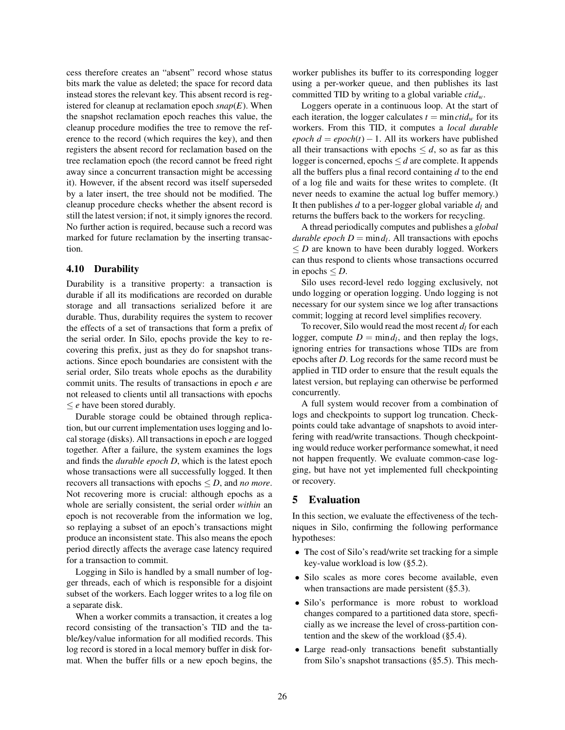cess therefore creates an "absent" record whose status bits mark the value as deleted; the space for record data instead stores the relevant key. This absent record is registered for cleanup at reclamation epoch $snap(E)$. When the snapshot reclamation epoch reaches this value, the cleanup procedure modifies the tree to remove the reference to the record (which requires the key), and then registers the absent record for reclamation based on the tree reclamation epoch (the record cannot be freed right away since a concurrent transaction might be accessing it). However, if the absent record was itself superseded by a later insert, the tree should not be modified. The cleanup procedure checks whether the absent record is still the latest version; if not, it simply ignores the record. No further action is required, because such a record was marked for future reclamation by the inserting transaction.

### 4.10 Durability

Durability is a transitive property: a transaction is durable if all its modifications are recorded on durable storage and all transactions serialized before it are durable. Thus, durability requires the system to recover the effects of a set of transactions that form a prefix of the serial order. In Silo, epochs provide the key to recovering this prefix, just as they do for snapshot transactions. Since epoch boundaries are consistent with the serial order, Silo treats whole epochs as the durability commit units. The results of transactions in epoch $e$ are not released to clients until all transactions with epochs $\leq e$ have been stored durably.

Durable storage could be obtained through replication, but our current implementation uses logging and local storage (disks). All transactions in epoch $e$ are logged together. After a failure, the system examines the logs and finds the *durable epoch* $D$, which is the latest epoch whose transactions were all successfully logged. It then recovers all transactions with epochs $\leq D$, and *no more*. Not recovering more is crucial: although epochs as a whole are serially consistent, the serial order *within* an epoch is not recoverable from the information we log, so replaying a subset of an epoch's transactions might produce an inconsistent state. This also means the epoch period directly affects the average case latency required for a transaction to commit.

Logging in Silo is handled by a small number of logger threads, each of which is responsible for a disjoint subset of the workers. Each logger writes to a log file on a separate disk.

When a worker commits a transaction, it creates a log record consisting of the transaction's TID and the table/key/value information for all modified records. This log record is stored in a local memory buffer in disk format. When the buffer fills or a new epoch begins, the worker publishes its buffer to its corresponding logger using a per-worker queue, and then publishes its last committed TID by writing to a global variable $ctid_w$.

Loggers operate in a continuous loop. At the start of each iteration, the logger calculates $t = \min ctid_w$ for its workers. From this TID, it computes a *local durable epoch* $d = epoch(t) - 1$. All its workers have published all their transactions with epochs $\leq d$, so as far as this logger is concerned, epochs $\leq d$ are complete. It appends all the buffers plus a final record containing $d$ to the end of a log file and waits for these writes to complete. (It never needs to examine the actual log buffer memory.) It then publishes $d$ to a per-logger global variable $d_l$ and returns the buffers back to the workers for recycling.

A thread periodically computes and publishes a *global durable epoch* $D = \min d_l$. All transactions with epochs $\leq D$ are known to have been durably logged. Workers can thus respond to clients whose transactions occurred in epochs $\leq D$.

Silo uses record-level redo logging exclusively, not undo logging or operation logging. Undo logging is not necessary for our system since we log after transactions commit; logging at record level simplifies recovery.

To recover, Silo would read the most recent $d_l$ for each logger, compute $D = \min d_l$, and then replay the logs, ignoring entries for transactions whose TIDs are from epochs after $D$. Log records for the same record must be applied in TID order to ensure that the result equals the latest version, but replaying can otherwise be performed concurrently.

A full system would recover from a combination of logs and checkpoints to support log truncation. Checkpoints could take advantage of snapshots to avoid interfering with read/write transactions. Though checkpointing would reduce worker performance somewhat, it need not happen frequently. We evaluate common-case logging, but have not yet implemented full checkpointing or recovery.

## 5 Evaluation

In this section, we evaluate the effectiveness of the techniques in Silo, confirming the following performance hypotheses:

- The cost of Silo's read/write set tracking for a simple key-value workload is low (§5.2).
- Silo scales as more cores become available, even when transactions are made persistent (§5.3).
- Silo's performance is more robust to workload changes compared to a partitioned data store, specfically as we increase the level of cross-partition contention and the skew of the workload (§5.4).
- Large read-only transactions benefit substantially from Silo's snapshot transactions (§5.5). This mech-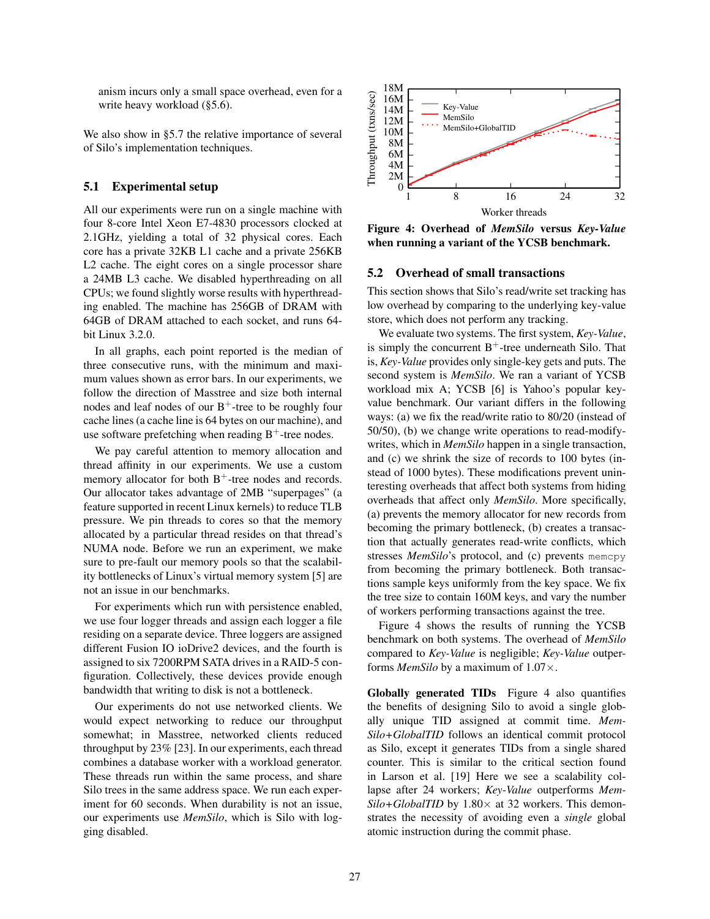anism incurs only a small space overhead, even for a write heavy workload (§5.6).

We also show in §5.7 the relative importance of several of Silo's implementation techniques.

### 5.1 Experimental setup

All our experiments were run on a single machine with four 8-core Intel Xeon E7-4830 processors clocked at 2.1GHz, yielding a total of 32 physical cores. Each core has a private 32KB L1 cache and a private 256KB L2 cache. The eight cores on a single processor share a 24MB L3 cache. We disabled hyperthreading on all CPUs; we found slightly worse results with hyperthreading enabled. The machine has 256GB of DRAM with 64GB of DRAM attached to each socket, and runs 64-bit Linux 3.2.0.

In all graphs, each point reported is the median of three consecutive runs, with the minimum and maximum values shown as error bars. In our experiments, we follow the direction of Masstree and size both internal nodes and leaf nodes of our $B^+$-tree to be roughly four cache lines (a cache line is 64 bytes on our machine), and use software prefetching when reading $B^+$-tree nodes.

We pay careful attention to memory allocation and thread affinity in our experiments. We use a custom memory allocator for both $B^+$-tree nodes and records. Our allocator takes advantage of 2MB "superpages" (a feature supported in recent Linux kernels) to reduce TLB pressure. We pin threads to cores so that the memory allocated by a particular thread resides on that thread's NUMA node. Before we run an experiment, we make sure to pre-fault our memory pools so that the scalability bottlenecks of Linux's virtual memory system [5] are not an issue in our benchmarks.

For experiments which run with persistence enabled, we use four logger threads and assign each logger a file residing on a separate device. Three loggers are assigned different Fusion IO ioDrive2 devices, and the fourth is assigned to six 7200RPM SATA drives in a RAID-5 configuration. Collectively, these devices provide enough bandwidth that writing to disk is not a bottleneck.

Our experiments do not use networked clients. We would expect networking to reduce our throughput somewhat; in Masstree, networked clients reduced throughput by 23% [23]. In our experiments, each thread combines a database worker with a workload generator. These threads run within the same process, and share Silo trees in the same address space. We run each experiment for 60 seconds. When durability is not an issue, our experiments use *MemSilo*, which is Silo with logging disabled.

**Figure 4: Overhead of *MemSilo* versus *Key-Value* when running a variant of the YCSB benchmark.**

### 5.2 Overhead of small transactions

This section shows that Silo's read/write set tracking has low overhead by comparing to the underlying key-value store, which does not perform any tracking.

We evaluate two systems. The first system, *Key-Value*, is simply the concurrent $B^+$-tree underneath Silo. That is, *Key-Value* provides only single-key gets and puts. The second system is *MemSilo*. We ran a variant of YCSB workload mix A; YCSB [6] is Yahoo's popular key-value benchmark. Our variant differs in the following ways: (a) we fix the read/write ratio to 80/20 (instead of 50/50), (b) we change write operations to read-modify-writes, which in *MemSilo* happen in a single transaction, and (c) we shrink the size of records to 100 bytes (instead of 1000 bytes). These modifications prevent uninteresting overheads that affect both systems from hiding overheads that affect only *MemSilo*. More specifically, (a) prevents the memory allocator for new records from becoming the primary bottleneck, (b) creates a transaction that actually generates read-write conflicts, which stresses *MemSilo*'s protocol, and (c) prevents `memcpy` from becoming the primary bottleneck. Both transactions sample keys uniformly from the key space. We fix the tree size to contain 160M keys, and vary the number of workers performing transactions against the tree.

Figure 4 shows the results of running the YCSB benchmark on both systems. The overhead of *MemSilo* compared to *Key-Value* is negligible; *Key-Value* outperforms *MemSilo* by a maximum of 1.07×.

**Globally generated TIDs** Figure 4 also quantifies the benefits of designing Silo to avoid a single globally unique TID assigned at commit time. *MemSilo+GlobalTID* follows an identical commit protocol as Silo, except it generates TIDs from a single shared counter. This is similar to the critical section found in Larson et al. [19] Here we see a scalability collapse after 24 workers; *Key-Value* outperforms *MemSilo+GlobalTID* by 1.80× at 32 workers. This demonstrates the necessity of avoiding even a *single* global atomic instruction during the commit phase.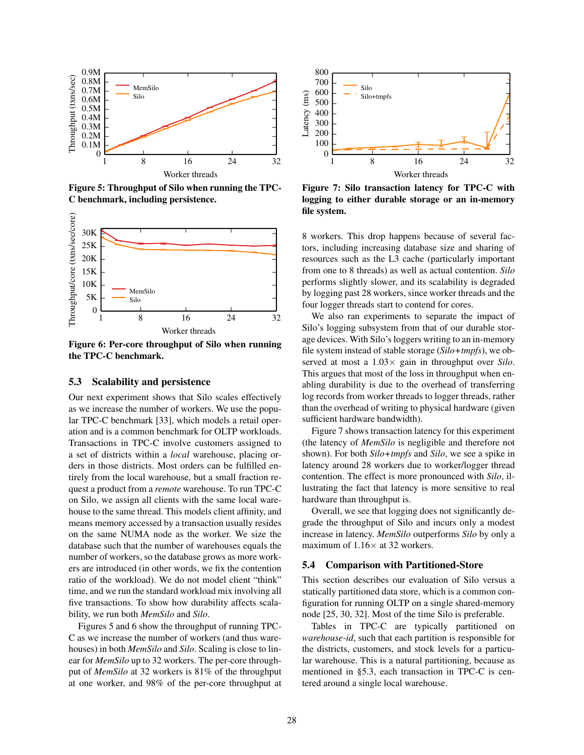Figure 5: Throughput of Silo when running the TPC-C benchmark, including persistence.

Figure 6: Per-core throughput of Silo when running the TPC-C benchmark.

### 5.3 Scalability and persistence

Our next experiment shows that Silo scales effectively as we increase the number of workers. We use the popular TPC-C benchmark [33], which models a retail operation and is a common benchmark for OLTP workloads. Transactions in TPC-C involve customers assigned to a set of districts within a *local* warehouse, placing orders in those districts. Most orders can be fulfilled entirely from the local warehouse, but a small fraction request a product from a *remote* warehouse. To run TPC-C on Silo, we assign all clients with the same local warehouse to the same thread. This models client affinity, and means memory accessed by a transaction usually resides on the same NUMA node as the worker. We size the database such that the number of warehouses equals the number of workers, so the database grows as more workers are introduced (in other words, we fix the contention ratio of the workload). We do not model client "think" time, and we run the standard workload mix involving all five transactions. To show how durability affects scalability, we run both *MemSilo* and *Silo*.

Figures 5 and 6 show the throughput of running TPC-C as we increase the number of workers (and thus warehouses) in both *MemSilo* and *Silo*. Scaling is close to linear for *MemSilo* up to 32 workers. The per-core throughput of *MemSilo* at 32 workers is 81% of the throughput at one worker, and 98% of the per-core throughput at 8 workers. This drop happens because of several factors, including increasing database size and sharing of resources such as the L3 cache (particularly important from one to 8 threads) as well as actual contention. *Silo* performs slightly slower, and its scalability is degraded by logging past 28 workers, since worker threads and the four logger threads start to contend for cores.

Figure 7: Silo transaction latency for TPC-C with logging to either durable storage or an in-memory file system.

We also ran experiments to separate the impact of Silo's logging subsystem from that of our durable storage devices. With Silo's loggers writing to an in-memory file system instead of stable storage (*Silo+tmpfs*), we observed at most a 1.03× gain in throughput over *Silo*. This argues that most of the loss in throughput when enabling durability is due to the overhead of transferring log records from worker threads to logger threads, rather than the overhead of writing to physical hardware (given sufficient hardware bandwidth).

Figure 7 shows transaction latency for this experiment (the latency of *MemSilo* is negligible and therefore not shown). For both *Silo+tmpfs* and *Silo*, we see a spike in latency around 28 workers due to worker/logger thread contention. The effect is more pronounced with *Silo*, illustrating the fact that latency is more sensitive to real hardware than throughput is.

Overall, we see that logging does not significantly degrade the throughput of Silo and incurs only a modest increase in latency. *MemSilo* outperforms *Silo* by only a maximum of 1.16× at 32 workers.

### 5.4 Comparison with Partitioned-Store

This section describes our evaluation of Silo versus a statically partitioned data store, which is a common configuration for running OLTP on a single shared-memory node [25, 30, 32]. Most of the time Silo is preferable.

Tables in TPC-C are typically partitioned on *warehouse-id*, such that each partition is responsible for the districts, customers, and stock levels for a particular warehouse. This is a natural partitioning, because as mentioned in §5.3, each transaction in TPC-C is centered around a single local warehouse.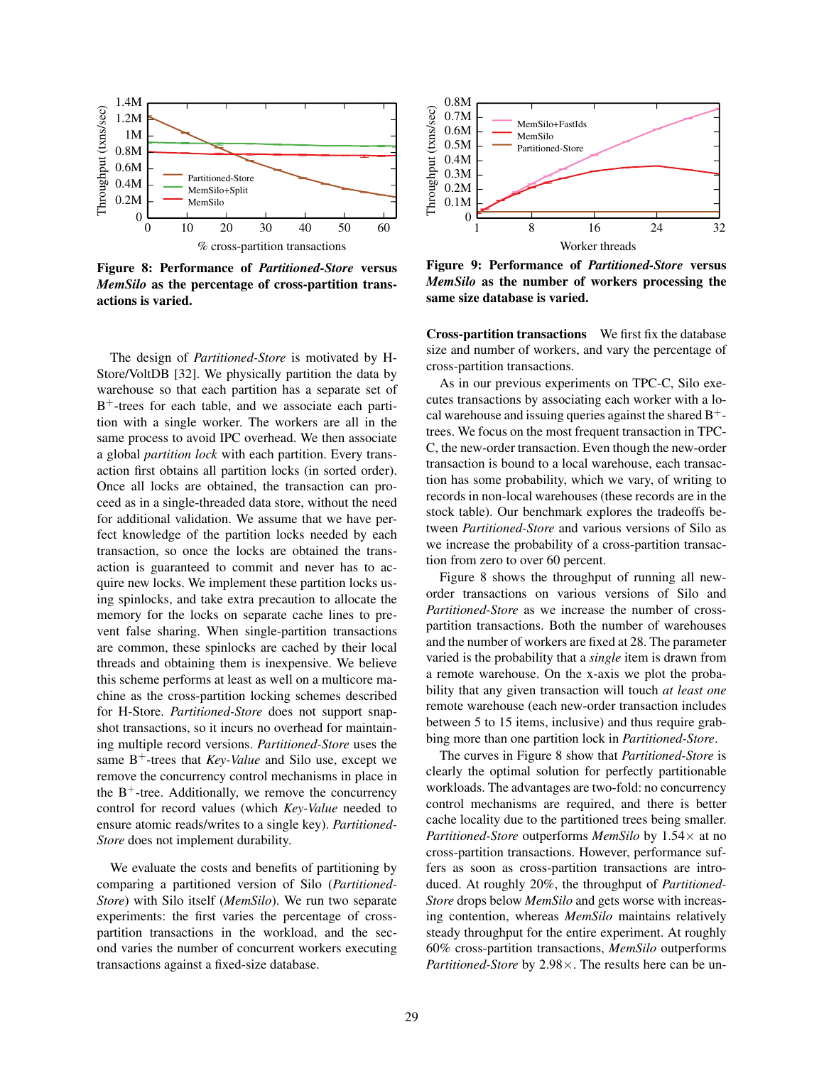**Figure 8: Performance of *Partitioned-Store* versus *MemSilo* as the percentage of cross-partition transactions is varied.**

**Figure 9: Performance of *Partitioned-Store* versus *MemSilo* as the number of workers processing the same size database is varied.**

The design of *Partitioned-Store* is motivated by H-Store/VoltDB [32]. We physically partition the data by warehouse so that each partition has a separate set of $B^+$-trees for each table, and we associate each partition with a single worker. The workers are all in the same process to avoid IPC overhead. We then associate a global *partition lock* with each partition. Every transaction first obtains all partition locks (in sorted order). Once all locks are obtained, the transaction can proceed as in a single-threaded data store, without the need for additional validation. We assume that we have perfect knowledge of the partition locks needed by each transaction, so once the locks are obtained the transaction is guaranteed to commit and never has to acquire new locks. We implement these partition locks using spinlocks, and take extra precaution to allocate the memory for the locks on separate cache lines to prevent false sharing. When single-partition transactions are common, these spinlocks are cached by their local threads and obtaining them is inexpensive. We believe this scheme performs at least as well on a multicore machine as the cross-partition locking schemes described for H-Store. *Partitioned-Store* does not support snapshot transactions, so it incurs no overhead for maintaining multiple record versions. *Partitioned-Store* uses the same $B^+$-trees that *Key-Value* and Silo use, except we remove the concurrency control mechanisms in place in the $B^+$-tree. Additionally, we remove the concurrency control for record values (which *Key-Value* needed to ensure atomic reads/writes to a single key). *Partitioned-Store* does not implement durability.

We evaluate the costs and benefits of partitioning by comparing a partitioned version of Silo (*Partitioned-Store*) with Silo itself (*MemSilo*). We run two separate experiments: the first varies the percentage of cross-partition transactions in the workload, and the second varies the number of concurrent workers executing transactions against a fixed-size database.

**Cross-partition transactions** We first fix the database size and number of workers, and vary the percentage of cross-partition transactions.

As in our previous experiments on TPC-C, Silo executes transactions by associating each worker with a local warehouse and issuing queries against the shared $B^+$-trees. We focus on the most frequent transaction in TPC-C, the new-order transaction. Even though the new-order transaction is bound to a local warehouse, each transaction has some probability, which we vary, of writing to records in non-local warehouses (these records are in the stock table). Our benchmark explores the tradeoffs between *Partitioned-Store* and various versions of Silo as we increase the probability of a cross-partition transaction from zero to over 60 percent.

Figure 8 shows the throughput of running all new-order transactions on various versions of Silo and *Partitioned-Store* as we increase the number of cross-partition transactions. Both the number of warehouses and the number of workers are fixed at 28. The parameter varied is the probability that a *single* item is drawn from a remote warehouse. On the x-axis we plot the probability that any given transaction will touch *at least one* remote warehouse (each new-order transaction includes between 5 to 15 items, inclusive) and thus require grabbing more than one partition lock in *Partitioned-Store*.

The curves in Figure 8 show that *Partitioned-Store* is clearly the optimal solution for perfectly partitionable workloads. The advantages are two-fold: no concurrency control mechanisms are required, and there is better cache locality due to the partitioned trees being smaller. *Partitioned-Store* outperforms *MemSilo* by 1.54× at no cross-partition transactions. However, performance suffers as soon as cross-partition transactions are introduced. At roughly 20%, the throughput of *Partitioned-Store* drops below *MemSilo* and gets worse with increasing contention, whereas *MemSilo* maintains relatively steady throughput for the entire experiment. At roughly 60% cross-partition transactions, *MemSilo* outperforms *Partitioned-Store* by 2.98×. The results here can be un-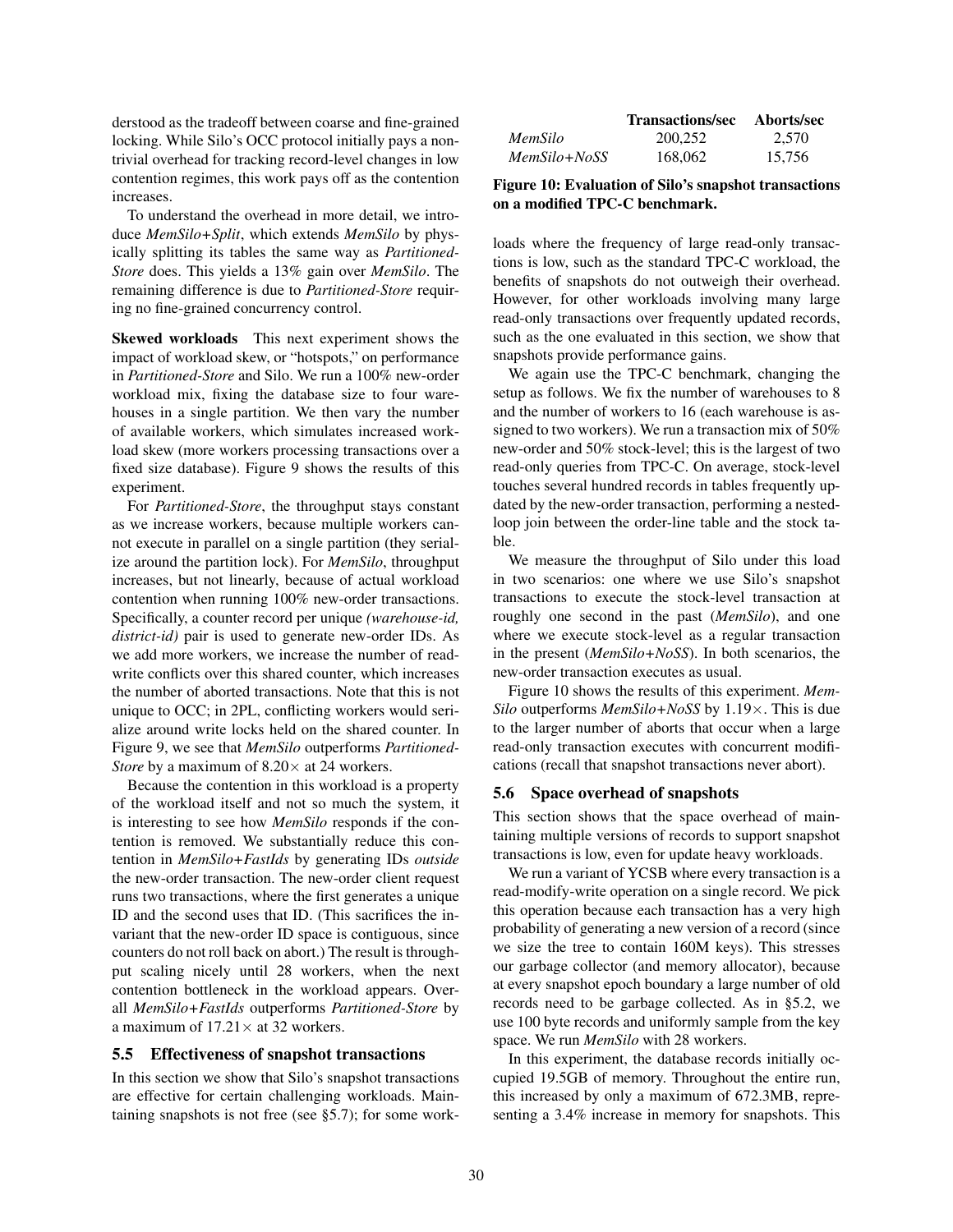derstood as the tradeoff between coarse and fine-grained locking. While Silo's OCC protocol initially pays a nontrivial overhead for tracking record-level changes in low contention regimes, this work pays off as the contention increases.

To understand the overhead in more detail, we introduce *MemSilo+Split*, which extends *MemSilo* by physically splitting its tables the same way as *Partitioned-Store* does. This yields a 13% gain over *MemSilo*. The remaining difference is due to *Partitioned-Store* requiring no fine-grained concurrency control.

**Skewed workloads** This next experiment shows the impact of workload skew, or "hotspots," on performance in *Partitioned-Store* and Silo. We run a 100% new-order workload mix, fixing the database size to four warehouses in a single partition. We then vary the number of available workers, which simulates increased workload skew (more workers processing transactions over a fixed size database). Figure 9 shows the results of this experiment.

For *Partitioned-Store*, the throughput stays constant as we increase workers, because multiple workers cannot execute in parallel on a single partition (they serialize around the partition lock). For *MemSilo*, throughput increases, but not linearly, because of actual workload contention when running 100% new-order transactions. Specifically, a counter record per unique *(warehouse-id, district-id)* pair is used to generate new-order IDs. As we add more workers, we increase the number of read-write conflicts over this shared counter, which increases the number of aborted transactions. Note that this is not unique to OCC; in 2PL, conflicting workers would serialize around write locks held on the shared counter. In Figure 9, we see that *MemSilo* outperforms *Partitioned-Store* by a maximum of 8.20× at 24 workers.

Because the contention in this workload is a property of the workload itself and not so much the system, it is interesting to see how *MemSilo* responds if the contention is removed. We substantially reduce this contention in *MemSilo+FastIds* by generating IDs *outside* the new-order transaction. The new-order client request runs two transactions, where the first generates a unique ID and the second uses that ID. (This sacrifices the invariant that the new-order ID space is contiguous, since counters do not roll back on abort.) The result is throughput scaling nicely until 28 workers, when the next contention bottleneck in the workload appears. Overall *MemSilo+FastIds* outperforms *Partitioned-Store* by a maximum of 17.21× at 32 workers.

### 5.5 Effectiveness of snapshot transactions

In this section we show that Silo's snapshot transactions are effective for certain challenging workloads. Maintaining snapshots is not free (see §5.7); for some workloads where the frequency of large read-only transactions is low, such as the standard TPC-C workload, the benefits of snapshots do not outweigh their overhead. However, for other workloads involving many large read-only transactions over frequently updated records, such as the one evaluated in this section, we show that snapshots provide performance gains.

|  | Transactions/sec | Aborts/sec |
|---|---|---|
| *MemSilo* | 200,252 | 2,570 |
| *MemSilo+NoSS* | 168,062 | 15,756 |

**Figure 10: Evaluation of Silo's snapshot transactions on a modified TPC-C benchmark.**

We again use the TPC-C benchmark, changing the setup as follows. We fix the number of warehouses to 8 and the number of workers to 16 (each warehouse is assigned to two workers). We run a transaction mix of 50% new-order and 50% stock-level; this is the largest of two read-only queries from TPC-C. On average, stock-level touches several hundred records in tables frequently updated by the new-order transaction, performing a nested-loop join between the order-line table and the stock table.

We measure the throughput of Silo under this load in two scenarios: one where we use Silo's snapshot transactions to execute the stock-level transaction at roughly one second in the past (*MemSilo*), and one where we execute stock-level as a regular transaction in the present (*MemSilo+NoSS*). In both scenarios, the new-order transaction executes as usual.

Figure 10 shows the results of this experiment. *MemSilo* outperforms *MemSilo+NoSS* by 1.19×. This is due to the larger number of aborts that occur when a large read-only transaction executes with concurrent modifications (recall that snapshot transactions never abort).

### 5.6 Space overhead of snapshots

This section shows that the space overhead of maintaining multiple versions of records to support snapshot transactions is low, even for update heavy workloads.

We run a variant of YCSB where every transaction is a read-modify-write operation on a single record. We pick this operation because each transaction has a very high probability of generating a new version of a record (since we size the tree to contain 160M keys). This stresses our garbage collector (and memory allocator), because at every snapshot epoch boundary a large number of old records need to be garbage collected. As in §5.2, we use 100 byte records and uniformly sample from the key space. We run *MemSilo* with 28 workers.

In this experiment, the database records initially occupied 19.5GB of memory. Throughout the entire run, this increased by only a maximum of 672.3MB, representing a 3.4% increase in memory for snapshots. This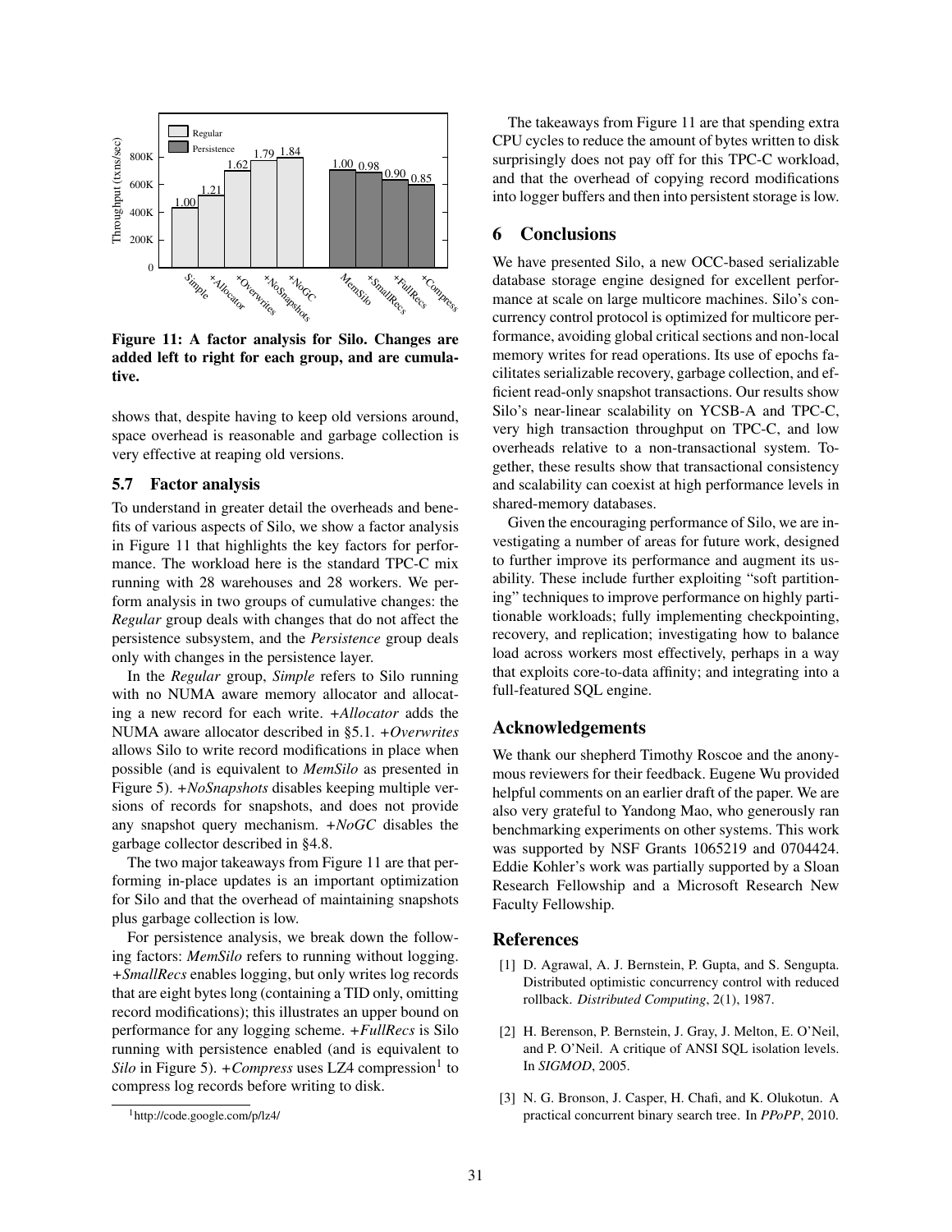Figure 11: A factor analysis for Silo. Changes are added left to right for each group, and are cumulative.

shows that, despite having to keep old versions around, space overhead is reasonable and garbage collection is very effective at reaping old versions.

### 5.7 Factor analysis

To understand in greater detail the overheads and benefits of various aspects of Silo, we show a factor analysis in Figure 11 that highlights the key factors for performance. The workload here is the standard TPC-C mix running with 28 warehouses and 28 workers. We perform analysis in two groups of cumulative changes: the *Regular* group deals with changes that do not affect the persistence subsystem, and the *Persistence* group deals only with changes in the persistence layer.

In the *Regular* group, *Simple* refers to Silo running with no NUMA aware memory allocator and allocating a new record for each write. *+Allocator* adds the NUMA aware allocator described in §5.1. *+Overwrites* allows Silo to write record modifications in place when possible (and is equivalent to *MemSilo* as presented in Figure 5). *+NoSnapshots* disables keeping multiple versions of records for snapshots, and does not provide any snapshot query mechanism. *+NoGC* disables the garbage collector described in §4.8.

The two major takeaways from Figure 11 are that performing in-place updates is an important optimization for Silo and that the overhead of maintaining snapshots plus garbage collection is low.

For persistence analysis, we break down the following factors: *MemSilo* refers to running without logging. *+SmallRecs* enables logging, but only writes log records that are eight bytes long (containing a TID only, omitting record modifications); this illustrates an upper bound on performance for any logging scheme. *+FullRecs* is Silo running with persistence enabled (and is equivalent to *Silo* in Figure 5). *+Compress* uses LZ4 compression[1] to compress log records before writing to disk.

[1] http://code.google.com/p/lz4/

The takeaways from Figure 11 are that spending extra CPU cycles to reduce the amount of bytes written to disk surprisingly does not pay off for this TPC-C workload, and that the overhead of copying record modifications into logger buffers and then into persistent storage is low.

## 6 Conclusions

We have presented Silo, a new OCC-based serializable database storage engine designed for excellent performance at scale on large multicore machines. Silo's concurrency control protocol is optimized for multicore performance, avoiding global critical sections and non-local memory writes for read operations. Its use of epochs facilitates serializable recovery, garbage collection, and efficient read-only snapshot transactions. Our results show Silo's near-linear scalability on YCSB-A and TPC-C, very high transaction throughput on TPC-C, and low overheads relative to a non-transactional system. Together, these results show that transactional consistency and scalability can coexist at high performance levels in shared-memory databases.

Given the encouraging performance of Silo, we are investigating a number of areas for future work, designed to further improve its performance and augment its usability. These include further exploiting "soft partitioning" techniques to improve performance on highly partitionable workloads; fully implementing checkpointing, recovery, and replication; investigating how to balance load across workers most effectively, perhaps in a way that exploits core-to-data affinity; and integrating into a full-featured SQL engine.

## Acknowledgements

We thank our shepherd Timothy Roscoe and the anonymous reviewers for their feedback. Eugene Wu provided helpful comments on an earlier draft of the paper. We are also very grateful to Yandong Mao, who generously ran benchmarking experiments on other systems. This work was supported by NSF Grants 1065219 and 0704424. Eddie Kohler's work was partially supported by a Sloan Research Fellowship and a Microsoft Research New Faculty Fellowship.

## References

[1] D. Agrawal, A. J. Bernstein, P. Gupta, and S. Sengupta. Distributed optimistic concurrency control with reduced rollback. *Distributed Computing*, 2(1), 1987.

[2] H. Berenson, P. Bernstein, J. Gray, J. Melton, E. O'Neil, and P. O'Neil. A critique of ANSI SQL isolation levels. In *SIGMOD*, 2005.

[3] N. G. Bronson, J. Casper, H. Chafi, and K. Olukotun. A practical concurrent binary search tree. In *PPoPP*, 2010.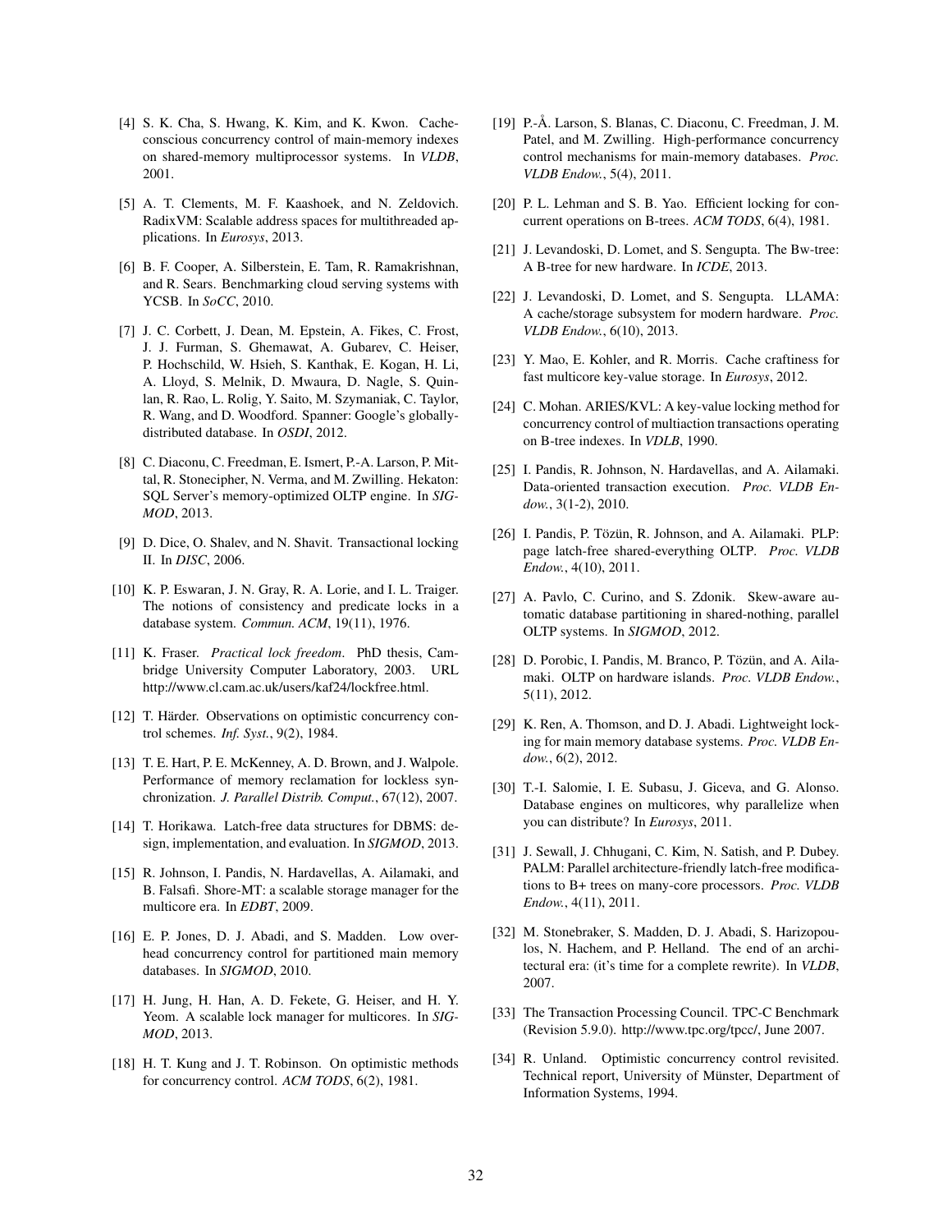[4] S. K. Cha, S. Hwang, K. Kim, and K. Kwon. Cache-conscious concurrency control of main-memory indexes on shared-memory multiprocessor systems. In *VLDB*, 2001.

[5] A. T. Clements, M. F. Kaashoek, and N. Zeldovich. RadixVM: Scalable address spaces for multithreaded applications. In *Eurosys*, 2013.

[6] B. F. Cooper, A. Silberstein, E. Tam, R. Ramakrishnan, and R. Sears. Benchmarking cloud serving systems with YCSB. In *SoCC*, 2010.

[7] J. C. Corbett, J. Dean, M. Epstein, A. Fikes, C. Frost, J. J. Furman, S. Ghemawat, A. Gubarev, C. Heiser, P. Hochschild, W. Hsieh, S. Kanthak, E. Kogan, H. Li, A. Lloyd, S. Melnik, D. Mwaura, D. Nagle, S. Quinlan, R. Rao, L. Rolig, Y. Saito, M. Szymaniak, C. Taylor, R. Wang, and D. Woodford. Spanner: Google's globally-distributed database. In *OSDI*, 2012.

[8] C. Diaconu, C. Freedman, E. Ismert, P.-A. Larson, P. Mittal, R. Stonecipher, N. Verma, and M. Zwilling. Hekaton: SQL Server's memory-optimized OLTP engine. In *SIGMOD*, 2013.

[9] D. Dice, O. Shalev, and N. Shavit. Transactional locking II. In *DISC*, 2006.

[10] K. P. Eswaran, J. N. Gray, R. A. Lorie, and I. L. Traiger. The notions of consistency and predicate locks in a database system. *Commun. ACM*, 19(11), 1976.

[11] K. Fraser. *Practical lock freedom*. PhD thesis, Cambridge University Computer Laboratory, 2003. URL http://www.cl.cam.ac.uk/users/kaf24/lockfree.html.

[12] T. Härder. Observations on optimistic concurrency control schemes. *Inf. Syst.*, 9(2), 1984.

[13] T. E. Hart, P. E. McKenney, A. D. Brown, and J. Walpole. Performance of memory reclamation for lockless synchronization. *J. Parallel Distrib. Comput.*, 67(12), 2007.

[14] T. Horikawa. Latch-free data structures for DBMS: design, implementation, and evaluation. In *SIGMOD*, 2013.

[15] R. Johnson, I. Pandis, N. Hardavellas, A. Ailamaki, and B. Falsafi. Shore-MT: a scalable storage manager for the multicore era. In *EDBT*, 2009.

[16] E. P. Jones, D. J. Abadi, and S. Madden. Low overhead concurrency control for partitioned main memory databases. In *SIGMOD*, 2010.

[17] H. Jung, H. Han, A. D. Fekete, G. Heiser, and H. Y. Yeom. A scalable lock manager for multicores. In *SIGMOD*, 2013.

[18] H. T. Kung and J. T. Robinson. On optimistic methods for concurrency control. *ACM TODS*, 6(2), 1981.

[19] P.-Å. Larson, S. Blanas, C. Diaconu, C. Freedman, J. M. Patel, and M. Zwilling. High-performance concurrency control mechanisms for main-memory databases. *Proc. VLDB Endow.*, 5(4), 2011.

[20] P. L. Lehman and S. B. Yao. Efficient locking for concurrent operations on B-trees. *ACM TODS*, 6(4), 1981.

[21] J. Levandoski, D. Lomet, and S. Sengupta. The Bw-tree: A B-tree for new hardware. In *ICDE*, 2013.

[22] J. Levandoski, D. Lomet, and S. Sengupta. LLAMA: A cache/storage subsystem for modern hardware. *Proc. VLDB Endow.*, 6(10), 2013.

[23] Y. Mao, E. Kohler, and R. Morris. Cache craftiness for fast multicore key-value storage. In *Eurosys*, 2012.

[24] C. Mohan. ARIES/KVL: A key-value locking method for concurrency control of multiaction transactions operating on B-tree indexes. In *VDLB*, 1990.

[25] I. Pandis, R. Johnson, N. Hardavellas, and A. Ailamaki. Data-oriented transaction execution. *Proc. VLDB Endow.*, 3(1-2), 2010.

[26] I. Pandis, P. Tözün, R. Johnson, and A. Ailamaki. PLP: page latch-free shared-everything OLTP. *Proc. VLDB Endow.*, 4(10), 2011.

[27] A. Pavlo, C. Curino, and S. Zdonik. Skew-aware automatic database partitioning in shared-nothing, parallel OLTP systems. In *SIGMOD*, 2012.

[28] D. Porobic, I. Pandis, M. Branco, P. Tözün, and A. Ailamaki. OLTP on hardware islands. *Proc. VLDB Endow.*, 5(11), 2012.

[29] K. Ren, A. Thomson, and D. J. Abadi. Lightweight locking for main memory database systems. *Proc. VLDB Endow.*, 6(2), 2012.

[30] T.-I. Salomie, I. E. Subasu, J. Giceva, and G. Alonso. Database engines on multicores, why parallelize when you can distribute? In *Eurosys*, 2011.

[31] J. Sewall, J. Chhugani, C. Kim, N. Satish, and P. Dubey. PALM: Parallel architecture-friendly latch-free modifications to B+ trees on many-core processors. *Proc. VLDB Endow.*, 4(11), 2011.

[32] M. Stonebraker, S. Madden, D. J. Abadi, S. Harizopoulos, N. Hachem, and P. Helland. The end of an architectural era: (it's time for a complete rewrite). In *VLDB*, 2007.

[33] The Transaction Processing Council. TPC-C Benchmark (Revision 5.9.0). http://www.tpc.org/tpcc/, June 2007.

[34] R. Unland. Optimistic concurrency control revisited. Technical report, University of Münster, Department of Information Systems, 1994.